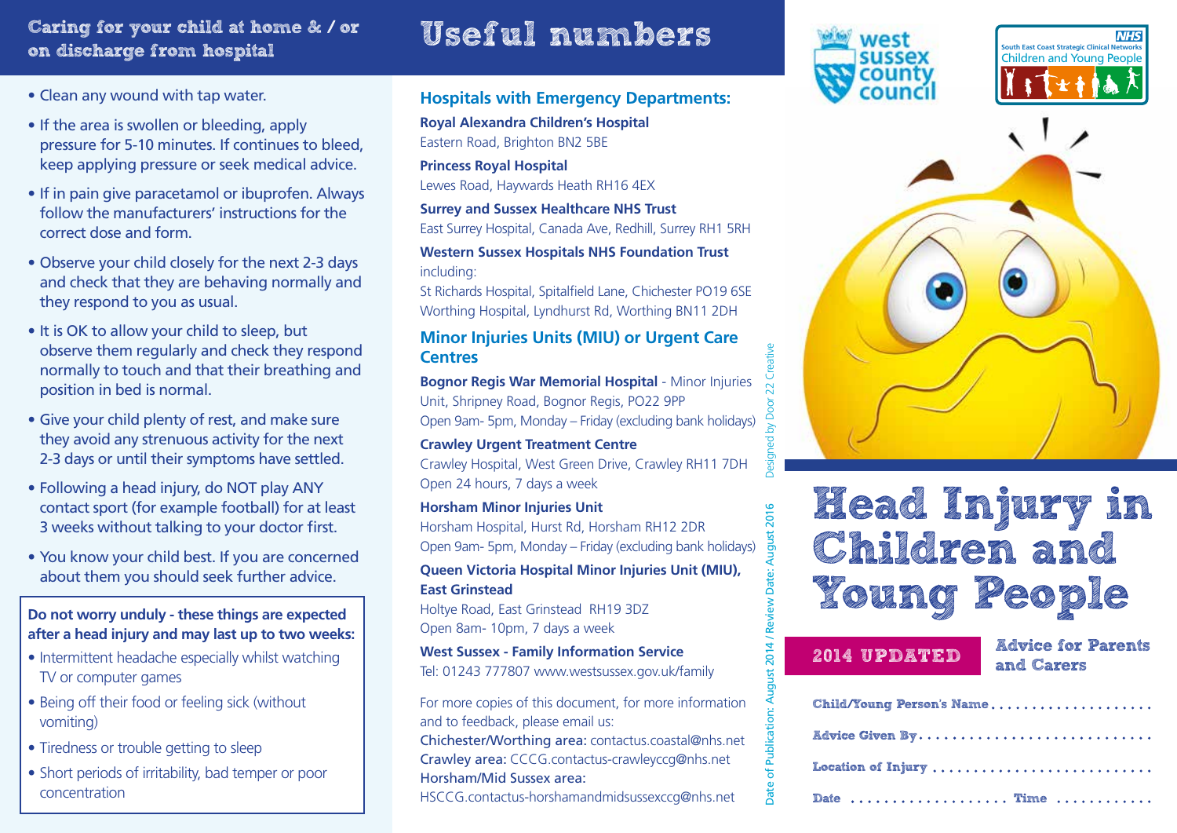## Caring for your child at home & / or on discharge from hospital

- Clean any wound with tap water.
- If the area is swollen or bleeding, apply pressure for 5-10 minutes. If continues to bleed, keep applying pressure or seek medical advice.
- If in pain give paracetamol or ibuprofen. Always follow the manufacturers' instructions for the correct dose and form.
- Observe your child closely for the next 2-3 days and check that they are behaving normally and they respond to you as usual.
- It is OK to allow your child to sleep, but observe them regularly and check they respond normally to touch and that their breathing and position in bed is normal.
- Give your child plenty of rest, and make sure they avoid any strenuous activity for the next 2-3 days or until their symptoms have settled.
- Following a head injury, do NOT play ANY contact sport (for example football) for at least 3 weeks without talking to your doctor first.
- You know your child best. If you are concerned about them you should seek further advice.

**Do not worry unduly - these things are expected after a head injury and may last up to two weeks:**

- Intermittent headache especially whilst watching TV or computer games
- Being off their food or feeling sick (without vomiting)
- Tiredness or trouble getting to sleep
- Short periods of irritability, bad temper or poor concentration

## Useful numbers

### Hospitals with Emergency Departments:

**Royal Alexandra Children's Hospital**
Eastern Road, Brighton BN2 5BE

**Princess Royal Hospital**
Lewes Road, Haywards Heath RH16 4EX

**Surrey and Sussex Healthcare NHS Trust**
East Surrey Hospital, Canada Ave, Redhill, Surrey RH1 5RH

**Western Sussex Hospitals NHS Foundation Trust**
including:
St Richards Hospital, Spitalfield Lane, Chichester PO19 6SE
Worthing Hospital, Lyndhurst Rd, Worthing BN11 2DH

### Minor Injuries Units (MIU) or Urgent Care Centres

**Bognor Regis War Memorial Hospital** - Minor Injuries Unit, Shripney Road, Bognor Regis, PO22 9PP
Open 9am- 5pm, Monday – Friday (excluding bank holidays)

**Crawley Urgent Treatment Centre**
Crawley Hospital, West Green Drive, Crawley RH11 7DH
Open 24 hours, 7 days a week

**Horsham Minor Injuries Unit**
Horsham Hospital, Hurst Rd, Horsham RH12 2DR
Open 9am- 5pm, Monday – Friday (excluding bank holidays)

**Queen Victoria Hospital Minor Injuries Unit (MIU), East Grinstead**
Holtye Road, East Grinstead RH19 3DZ
Open 8am- 10pm, 7 days a week

**West Sussex - Family Information Service**
Tel: 01243 777807 www.westsussex.gov.uk/family

For more copies of this document, for more information and to feedback, please email us:
Chichester/Worthing area: contactus.coastal@nhs.net
Crawley area: CCCG.contactus-crawleyccg@nhs.net
Horsham/Mid Sussex area:
HSCCG.contactus-horshamandmidsussexccg@nhs.net

Date of Publication: August 2014 / Review Date: August 2016 Designed by Door 22 Creative

west sussex county council

NHS South East Coast Strategic Clinical Networks Children and Young People

# Head Injury in Children and Young People

**2014 UPDATED**

**Advice for Parents and Carers**

Child/Young Person's Name ....................

Advice Given By ............................

Location of Injury ..........................

Date .................... Time ............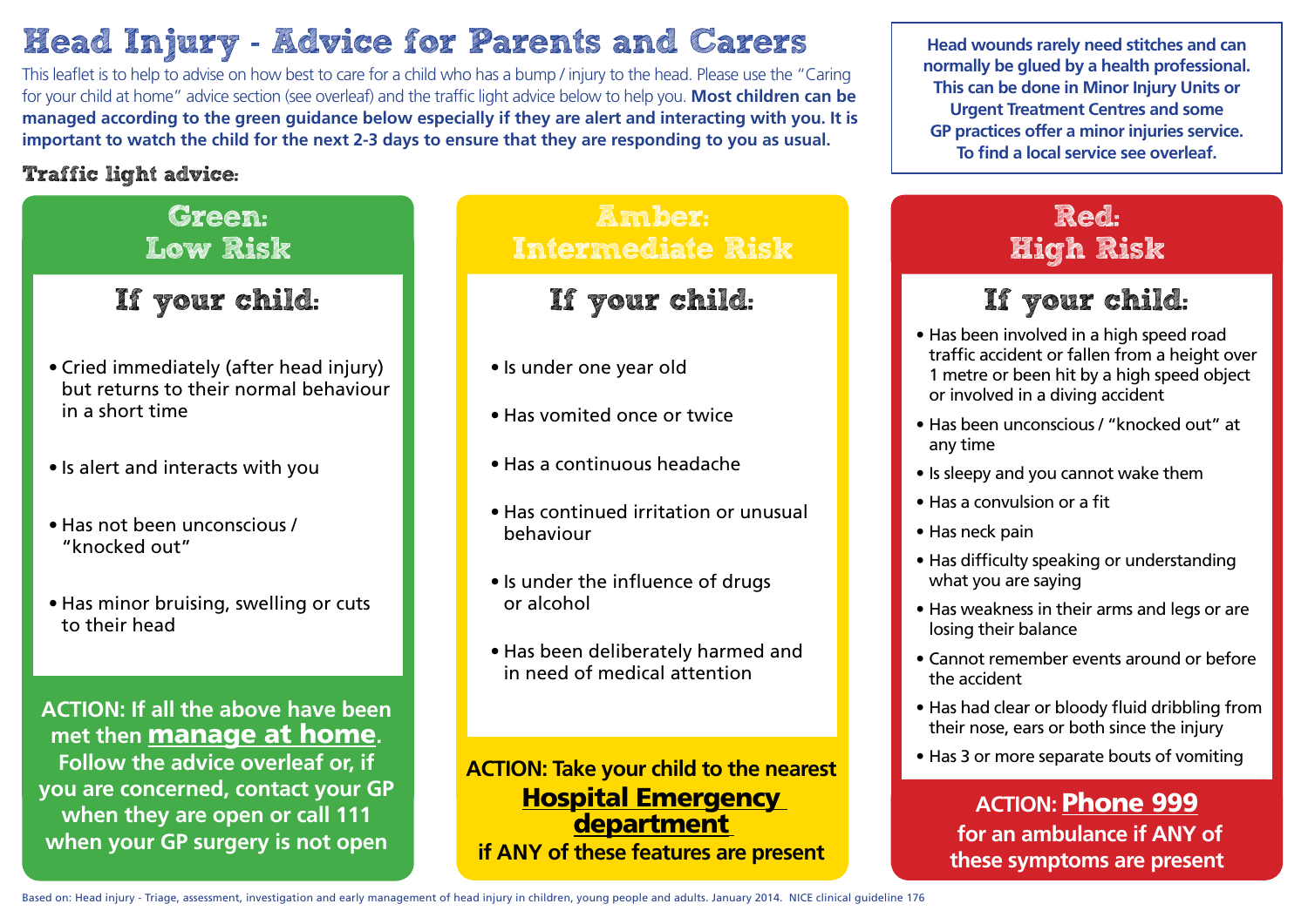# Head Injury - Advice for Parents and Carers

This leaflet is to help to advise on how best to care for a child who has a bump / injury to the head. Please use the "Caring for your child at home" advice section (see overleaf) and the traffic light advice below to help you. **Most children can be managed according to the green guidance below especially if they are alert and interacting with you. It is important to watch the child for the next 2-3 days to ensure that they are responding to you as usual.**

**Head wounds rarely need stitches and can normally be glued by a health professional. This can be done in Minor Injury Units or Urgent Treatment Centres and some GP practices offer a minor injuries service. To find a local service see overleaf.**

## Traffic light advice:

### Green: Low Risk

**If your child:**

- Cried immediately (after head injury) but returns to their normal behaviour in a short time
- Is alert and interacts with you
- Has not been unconscious / "knocked out"
- Has minor bruising, swelling or cuts to their head

**ACTION: If all the above have been met then manage at home. Follow the advice overleaf or, if you are concerned, contact your GP when they are open or call 111 when your GP surgery is not open**

### Amber: Intermediate Risk

**If your child:**

- Is under one year old
- Has vomited once or twice
- Has a continuous headache
- Has continued irritation or unusual behaviour
- Is under the influence of drugs or alcohol
- Has been deliberately harmed and in need of medical attention

**ACTION: Take your child to the nearest Hospital Emergency department if ANY of these features are present**

### Red: High Risk

**If your child:**

- Has been involved in a high speed road traffic accident or fallen from a height over 1 metre or been hit by a high speed object or involved in a diving accident
- Has been unconscious / "knocked out" at any time
- Is sleepy and you cannot wake them
- Has a convulsion or a fit
- Has neck pain
- Has difficulty speaking or understanding what you are saying
- Has weakness in their arms and legs or are losing their balance
- Cannot remember events around or before the accident
- Has had clear or bloody fluid dribbling from their nose, ears or both since the injury
- Has 3 or more separate bouts of vomiting

**ACTION: Phone 999 for an ambulance if ANY of these symptoms are present**

Based on: Head injury - Triage, assessment, investigation and early management of head injury in children, young people and adults. January 2014. NICE clinical guideline 176